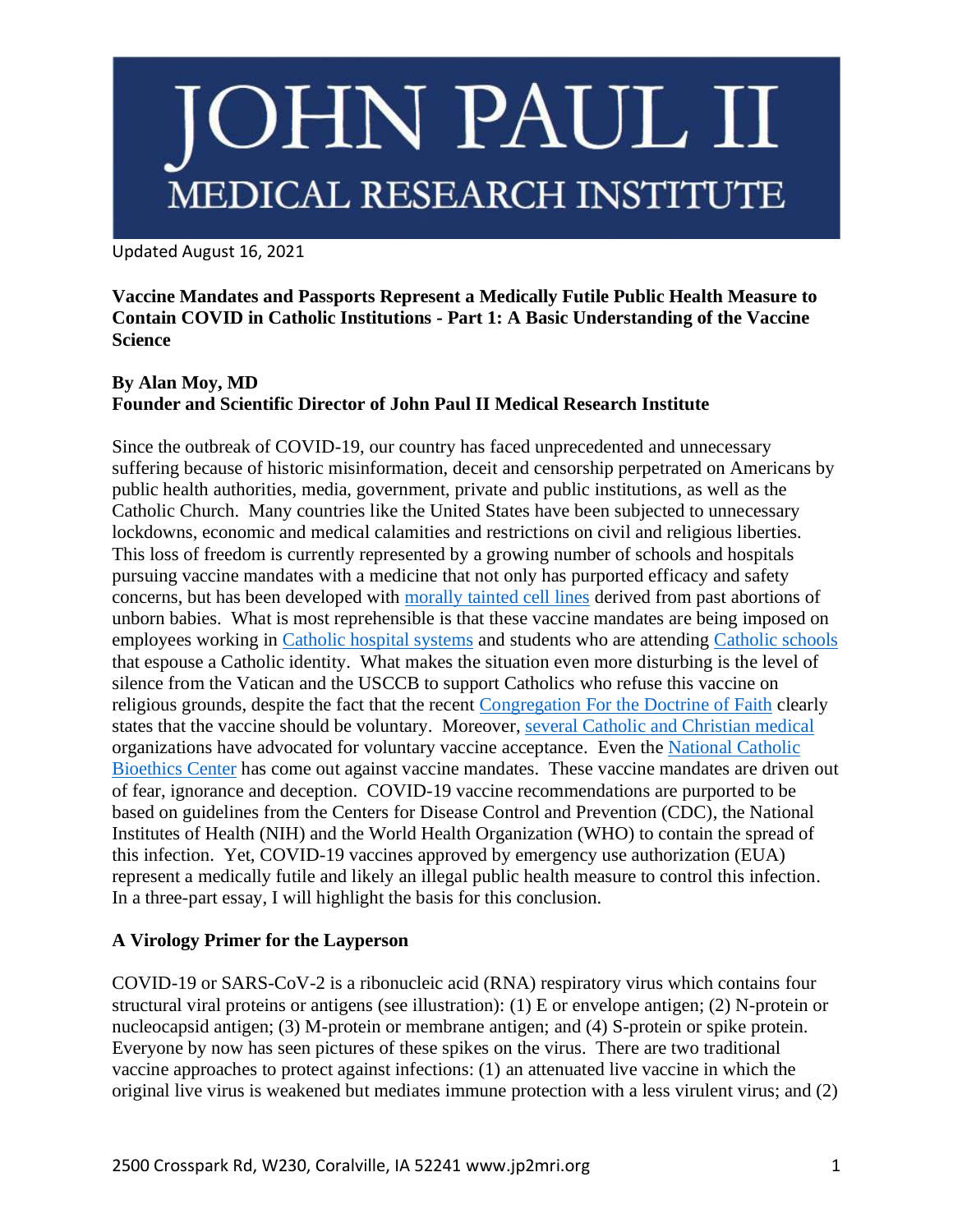# JOHN PAUL II MEDICAL RESEARCH INSTITUTE

Updated August 16, 2021

**Vaccine Mandates and Passports Represent a Medically Futile Public Health Measure to Contain COVID in Catholic Institutions - Part 1: A Basic Understanding of the Vaccine Science**

**By Alan Moy, MD**
**Founder and Scientific Director of John Paul II Medical Research Institute**

Since the outbreak of COVID-19, our country has faced unprecedented and unnecessary suffering because of historic misinformation, deceit and censorship perpetrated on Americans by public health authorities, media, government, private and public institutions, as well as the Catholic Church. Many countries like the United States have been subjected to unnecessary lockdowns, economic and medical calamities and restrictions on civil and religious liberties. This loss of freedom is currently represented by a growing number of schools and hospitals pursuing vaccine mandates with a medicine that not only has purported efficacy and safety concerns, but has been developed with morally tainted cell lines derived from past abortions of unborn babies. What is most reprehensible is that these vaccine mandates are being imposed on employees working in Catholic hospital systems and students who are attending Catholic schools that espouse a Catholic identity. What makes the situation even more disturbing is the level of silence from the Vatican and the USCCB to support Catholics who refuse this vaccine on religious grounds, despite the fact that the recent Congregation For the Doctrine of Faith clearly states that the vaccine should be voluntary. Moreover, several Catholic and Christian medical organizations have advocated for voluntary vaccine acceptance. Even the National Catholic Bioethics Center has come out against vaccine mandates. These vaccine mandates are driven out of fear, ignorance and deception. COVID-19 vaccine recommendations are purported to be based on guidelines from the Centers for Disease Control and Prevention (CDC), the National Institutes of Health (NIH) and the World Health Organization (WHO) to contain the spread of this infection. Yet, COVID-19 vaccines approved by emergency use authorization (EUA) represent a medically futile and likely an illegal public health measure to control this infection. In a three-part essay, I will highlight the basis for this conclusion.

## A Virology Primer for the Layperson

COVID-19 or SARS-CoV-2 is a ribonucleic acid (RNA) respiratory virus which contains four structural viral proteins or antigens (see illustration): (1) E or envelope antigen; (2) N-protein or nucleocapsid antigen; (3) M-protein or membrane antigen; and (4) S-protein or spike protein. Everyone by now has seen pictures of these spikes on the virus. There are two traditional vaccine approaches to protect against infections: (1) an attenuated live vaccine in which the original live virus is weakened but mediates immune protection with a less virulent virus; and (2)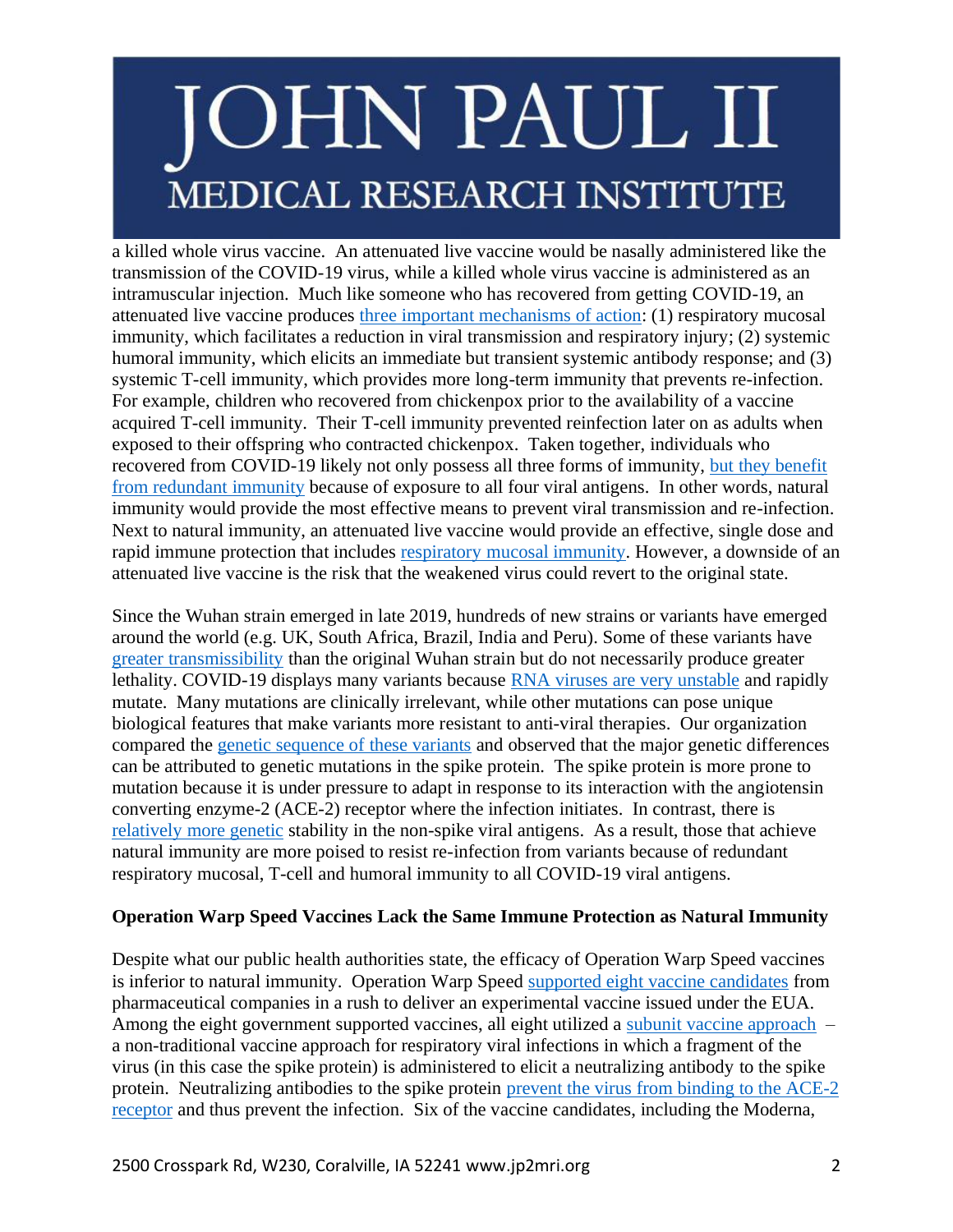a killed whole virus vaccine. An attenuated live vaccine would be nasally administered like the transmission of the COVID-19 virus, while a killed whole virus vaccine is administered as an intramuscular injection. Much like someone who has recovered from getting COVID-19, an attenuated live vaccine produces three important mechanisms of action: (1) respiratory mucosal immunity, which facilitates a reduction in viral transmission and respiratory injury; (2) systemic humoral immunity, which elicits an immediate but transient systemic antibody response; and (3) systemic T-cell immunity, which provides more long-term immunity that prevents re-infection. For example, children who recovered from chickenpox prior to the availability of a vaccine acquired T-cell immunity. Their T-cell immunity prevented reinfection later on as adults when exposed to their offspring who contracted chickenpox. Taken together, individuals who recovered from COVID-19 likely not only possess all three forms of immunity, but they benefit from redundant immunity because of exposure to all four viral antigens. In other words, natural immunity would provide the most effective means to prevent viral transmission and re-infection. Next to natural immunity, an attenuated live vaccine would provide an effective, single dose and rapid immune protection that includes respiratory mucosal immunity. However, a downside of an attenuated live vaccine is the risk that the weakened virus could revert to the original state.

Since the Wuhan strain emerged in late 2019, hundreds of new strains or variants have emerged around the world (e.g. UK, South Africa, Brazil, India and Peru). Some of these variants have greater transmissibility than the original Wuhan strain but do not necessarily produce greater lethality. COVID-19 displays many variants because RNA viruses are very unstable and rapidly mutate. Many mutations are clinically irrelevant, while other mutations can pose unique biological features that make variants more resistant to anti-viral therapies. Our organization compared the genetic sequence of these variants and observed that the major genetic differences can be attributed to genetic mutations in the spike protein. The spike protein is more prone to mutation because it is under pressure to adapt in response to its interaction with the angiotensin converting enzyme-2 (ACE-2) receptor where the infection initiates. In contrast, there is relatively more genetic stability in the non-spike viral antigens. As a result, those that achieve natural immunity are more poised to resist re-infection from variants because of redundant respiratory mucosal, T-cell and humoral immunity to all COVID-19 viral antigens.

**Operation Warp Speed Vaccines Lack the Same Immune Protection as Natural Immunity**

Despite what our public health authorities state, the efficacy of Operation Warp Speed vaccines is inferior to natural immunity. Operation Warp Speed supported eight vaccine candidates from pharmaceutical companies in a rush to deliver an experimental vaccine issued under the EUA. Among the eight government supported vaccines, all eight utilized a subunit vaccine approach – a non-traditional vaccine approach for respiratory viral infections in which a fragment of the virus (in this case the spike protein) is administered to elicit a neutralizing antibody to the spike protein. Neutralizing antibodies to the spike protein prevent the virus from binding to the ACE-2 receptor and thus prevent the infection. Six of the vaccine candidates, including the Moderna,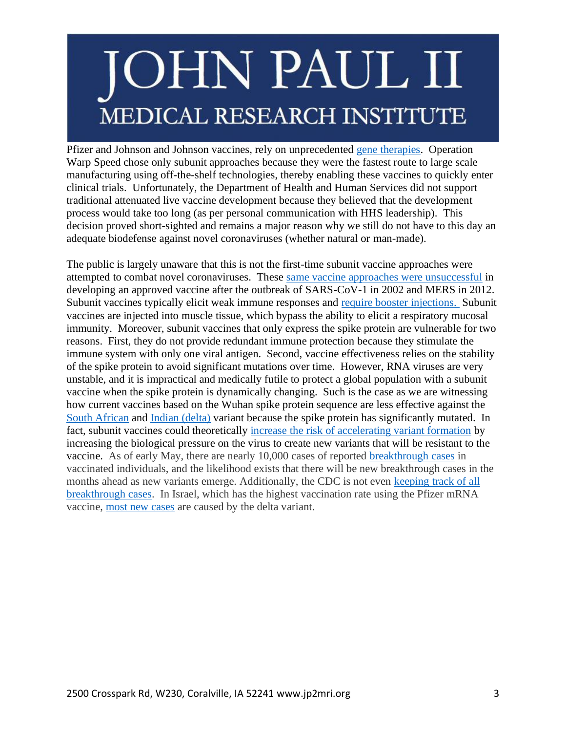Pfizer and Johnson and Johnson vaccines, rely on unprecedented gene therapies. Operation Warp Speed chose only subunit approaches because they were the fastest route to large scale manufacturing using off-the-shelf technologies, thereby enabling these vaccines to quickly enter clinical trials. Unfortunately, the Department of Health and Human Services did not support traditional attenuated live vaccine development because they believed that the development process would take too long (as per personal communication with HHS leadership). This decision proved short-sighted and remains a major reason why we still do not have to this day an adequate biodefense against novel coronaviruses (whether natural or man-made).

The public is largely unaware that this is not the first-time subunit vaccine approaches were attempted to combat novel coronaviruses. These same vaccine approaches were unsuccessful in developing an approved vaccine after the outbreak of SARS-CoV-1 in 2002 and MERS in 2012. Subunit vaccines typically elicit weak immune responses and require booster injections. Subunit vaccines are injected into muscle tissue, which bypass the ability to elicit a respiratory mucosal immunity. Moreover, subunit vaccines that only express the spike protein are vulnerable for two reasons. First, they do not provide redundant immune protection because they stimulate the immune system with only one viral antigen. Second, vaccine effectiveness relies on the stability of the spike protein to avoid significant mutations over time. However, RNA viruses are very unstable, and it is impractical and medically futile to protect a global population with a subunit vaccine when the spike protein is dynamically changing. Such is the case as we are witnessing how current vaccines based on the Wuhan spike protein sequence are less effective against the South African and Indian (delta) variant because the spike protein has significantly mutated. In fact, subunit vaccines could theoretically increase the risk of accelerating variant formation by increasing the biological pressure on the virus to create new variants that will be resistant to the vaccine. As of early May, there are nearly 10,000 cases of reported breakthrough cases in vaccinated individuals, and the likelihood exists that there will be new breakthrough cases in the months ahead as new variants emerge. Additionally, the CDC is not even keeping track of all breakthrough cases. In Israel, which has the highest vaccination rate using the Pfizer mRNA vaccine, most new cases are caused by the delta variant.